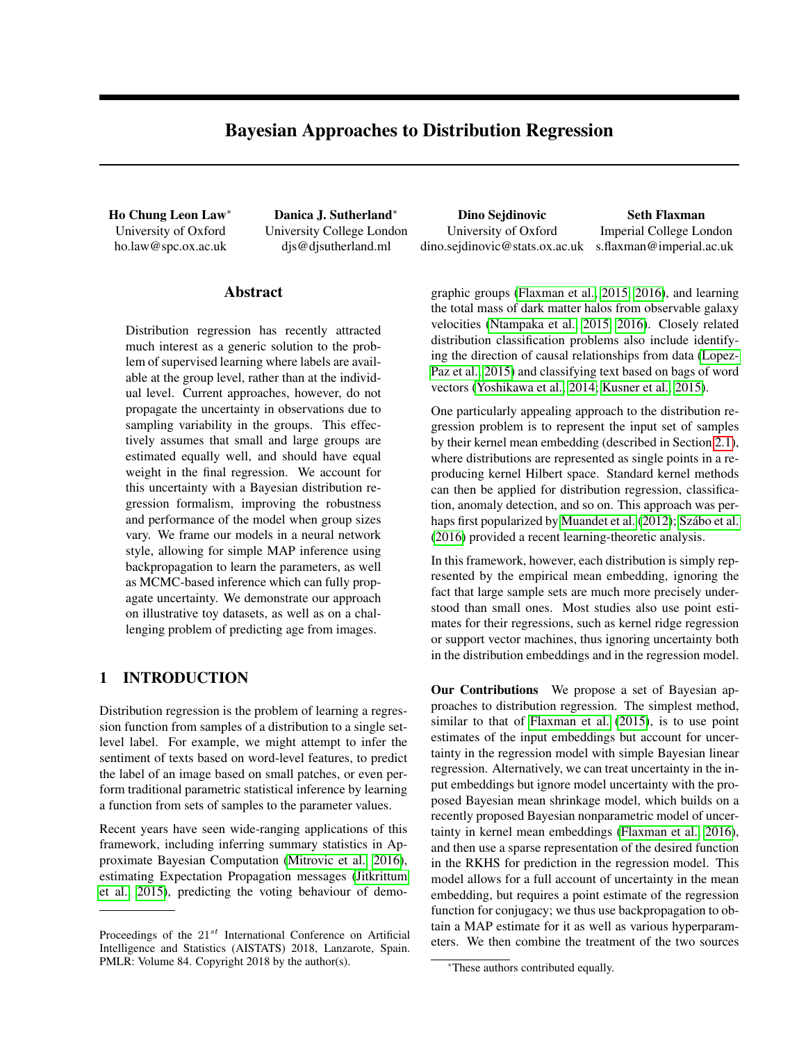# Bayesian Approaches to Distribution Regression

**Ho Chung Leon Law*** 
University of Oxford 
ho.law@spc.ox.ac.uk

**Danica J. Sutherland*** 
University College London 
djs@djsutherland.ml

**Dino Sejdinovic** 
University of Oxford 
dino.sejdinovic@stats.ox.ac.uk

**Seth Flaxman** 
Imperial College London 
s.flaxman@imperial.ac.uk

## Abstract

Distribution regression has recently attracted much interest as a generic solution to the problem of supervised learning where labels are available at the group level, rather than at the individual level. Current approaches, however, do not propagate the uncertainty in observations due to sampling variability in the groups. This effectively assumes that small and large groups are estimated equally well, and should have equal weight in the final regression. We account for this uncertainty with a Bayesian distribution regression formalism, improving the robustness and performance of the model when group sizes vary. We frame our models in a neural network style, allowing for simple MAP inference using backpropagation to learn the parameters, as well as MCMC-based inference which can fully propagate uncertainty. We demonstrate our approach on illustrative toy datasets, as well as on a challenging problem of predicting age from images.

## 1 INTRODUCTION

Distribution regression is the problem of learning a regression function from samples of a distribution to a single set-level label. For example, we might attempt to infer the sentiment of texts based on word-level features, to predict the label of an image based on small patches, or even perform traditional parametric statistical inference by learning a function from sets of samples to the parameter values.

Recent years have seen wide-ranging applications of this framework, including inferring summary statistics in Approximate Bayesian Computation (Mitrovic et al., 2016), estimating Expectation Propagation messages (Jitkrittum et al., 2015), predicting the voting behaviour of demographic groups (Flaxman et al., 2015, 2016), and learning the total mass of dark matter halos from observable galaxy velocities (Ntampaka et al., 2015, 2016). Closely related distribution classification problems also include identifying the direction of causal relationships from data (Lopez-Paz et al., 2015) and classifying text based on bags of word vectors (Yoshikawa et al., 2014; Kusner et al., 2015).

One particularly appealing approach to the distribution regression problem is to represent the input set of samples by their kernel mean embedding (described in Section 2.1), where distributions are represented as single points in a reproducing kernel Hilbert space. Standard kernel methods can then be applied for distribution regression, classification, anomaly detection, and so on. This approach was perhaps first popularized by Muandet et al. (2012); Szábo et al. (2016) provided a recent learning-theoretic analysis.

In this framework, however, each distribution is simply represented by the empirical mean embedding, ignoring the fact that large sample sets are much more precisely understood than small ones. Most studies also use point estimates for their regressions, such as kernel ridge regression or support vector machines, thus ignoring uncertainty both in the distribution embeddings and in the regression model.

**Our Contributions** We propose a set of Bayesian approaches to distribution regression. The simplest method, similar to that of Flaxman et al. (2015), is to use point estimates of the input embeddings but account for uncertainty in the regression model with simple Bayesian linear regression. Alternatively, we can treat uncertainty in the input embeddings but ignore model uncertainty with the proposed Bayesian mean shrinkage model, which builds on a recently proposed Bayesian nonparametric model of uncertainty in kernel mean embeddings (Flaxman et al., 2016), and then use a sparse representation of the desired function in the RKHS for prediction in the regression model. This model allows for a full account of uncertainty in the mean embedding, but requires a point estimate of the regression function for conjugacy; we thus use backpropagation to obtain a MAP estimate for it as well as various hyperparameters. We then combine the treatment of the two sources

Proceedings of the $21^{st}$ International Conference on Artificial Intelligence and Statistics (AISTATS) 2018, Lanzarote, Spain. PMLR: Volume 84. Copyright 2018 by the author(s).

*These authors contributed equally.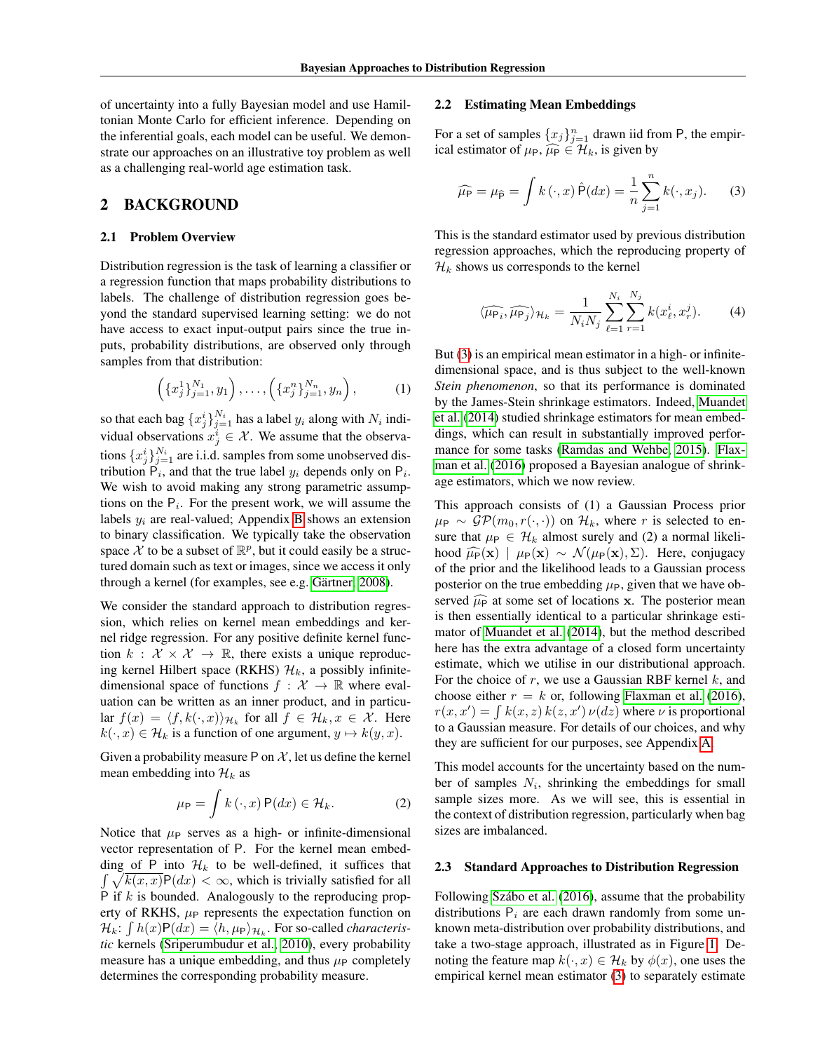of uncertainty into a fully Bayesian model and use Hamiltonian Monte Carlo for efficient inference. Depending on the inferential goals, each model can be useful. We demonstrate our approaches on an illustrative toy problem as well as a challenging real-world age estimation task.

## 2 BACKGROUND

### 2.1 Problem Overview

Distribution regression is the task of learning a classifier or a regression function that maps probability distributions to labels. The challenge of distribution regression goes beyond the standard supervised learning setting: we do not have access to exact input-output pairs since the true inputs, probability distributions, are observed only through samples from that distribution:

$$\left(\{x_j^1\}_{j=1}^{N_1}, y_1\right), \ldots, \left(\{x_j^n\}_{j=1}^{N_n}, y_n\right), \tag{1}$$

so that each bag $\{x_j^i\}_{j=1}^{N_i}$ has a label $y_i$ along with $N_i$ individual observations $x_j^i \in \mathcal{X}$. We assume that the observations $\{x_j^i\}_{j=1}^{N_i}$ are i.i.d. samples from some unobserved distribution $\mathsf{P}_i$, and that the true label $y_i$ depends only on $\mathsf{P}_i$. We wish to avoid making any strong parametric assumptions on the $\mathsf{P}_i$. For the present work, we will assume the labels $y_i$ are real-valued; Appendix B shows an extension to binary classification. We typically take the observation space $\mathcal{X}$ to be a subset of $\mathbb{R}^p$, but it could easily be a structured domain such as text or images, since we access it only through a kernel (for examples, see e.g. Gärtner, 2008).

We consider the standard approach to distribution regression, which relies on kernel mean embeddings and kernel ridge regression. For any positive definite kernel function $k : \mathcal{X} \times \mathcal{X} \to \mathbb{R}$, there exists a unique reproducing kernel Hilbert space (RKHS) $\mathcal{H}_k$, a possibly infinite-dimensional space of functions $f : \mathcal{X} \to \mathbb{R}$ where evaluation can be written as an inner product, and in particular $f(x) = \langle f, k(\cdot, x)\rangle_{\mathcal{H}_k}$ for all $f \in \mathcal{H}_k, x \in \mathcal{X}$. Here $k(\cdot, x) \in \mathcal{H}_k$ is a function of one argument, $y \mapsto k(y, x)$.

Given a probability measure $\mathsf{P}$ on $\mathcal{X}$, let us define the kernel mean embedding into $\mathcal{H}_k$ as

$$\mu_{\mathsf{P}} = \int k(\cdot, x)\, \mathsf{P}(dx) \in \mathcal{H}_k. \tag{2}$$

Notice that $\mu_{\mathsf{P}}$ serves as a high- or infinite-dimensional vector representation of $\mathsf{P}$. For the kernel mean embedding of $\mathsf{P}$ into $\mathcal{H}_k$ to be well-defined, it suffices that $\int \sqrt{k(x,x)}\mathsf{P}(dx) < \infty$, which is trivially satisfied for all $\mathsf{P}$ if $k$ is bounded. Analogously to the reproducing property of RKHS, $\mu_{\mathsf{P}}$ represents the expectation function on $\mathcal{H}_k$: $\int h(x)\mathsf{P}(dx) = \langle h, \mu_{\mathsf{P}}\rangle_{\mathcal{H}_k}$. For so-called *characteristic* kernels (Sriperumbudur et al., 2010), every probability measure has a unique embedding, and thus $\mu_{\mathsf{P}}$ completely determines the corresponding probability measure.

### 2.2 Estimating Mean Embeddings

For a set of samples $\{x_j\}_{j=1}^n$ drawn iid from $\mathsf{P}$, the empirical estimator of $\mu_{\mathsf{P}}$, $\widehat{\mu_{\mathsf{P}}} \in \mathcal{H}_k$, is given by

$$\widehat{\mu_{\mathsf{P}}} = \mu_{\hat{\mathsf{P}}} = \int k(\cdot, x)\, \hat{\mathsf{P}}(dx) = \frac{1}{n}\sum_{j=1}^{n} k(\cdot, x_j). \tag{3}$$

This is the standard estimator used by previous distribution regression approaches, which the reproducing property of $\mathcal{H}_k$ shows us corresponds to the kernel

$$\langle \widehat{\mu_{\mathsf{P}_i}}, \widehat{\mu_{\mathsf{P}_j}} \rangle_{\mathcal{H}_k} = \frac{1}{N_i N_j}\sum_{\ell=1}^{N_i}\sum_{r=1}^{N_j} k(x_\ell^i, x_r^j). \tag{4}$$

But (3) is an empirical mean estimator in a high- or infinite-dimensional space, and is thus subject to the well-known *Stein phenomenon*, so that its performance is dominated by the James-Stein shrinkage estimators. Indeed, Muandet et al. (2014) studied shrinkage estimators for mean embeddings, which can result in substantially improved performance for some tasks (Ramdas and Wehbe, 2015). Flaxman et al. (2016) proposed a Bayesian analogue of shrinkage estimators, which we now review.

This approach consists of (1) a Gaussian Process prior $\mu_{\mathsf{P}} \sim \mathcal{GP}(m_0, r(\cdot, \cdot))$ on $\mathcal{H}_k$, where $r$ is selected to ensure that $\mu_{\mathsf{P}} \in \mathcal{H}_k$ almost surely and (2) a normal likelihood $\widehat{\mu_{\mathsf{P}}}(\mathbf{x}) \mid \mu_{\mathsf{P}}(\mathbf{x}) \sim \mathcal{N}(\mu_{\mathsf{P}}(\mathbf{x}), \Sigma)$. Here, conjugacy of the prior and the likelihood leads to a Gaussian process posterior on the true embedding $\mu_{\mathsf{P}}$, given that we have observed $\widehat{\mu_{\mathsf{P}}}$ at some set of locations $\mathbf{x}$. The posterior mean is then essentially identical to a particular shrinkage estimator of Muandet et al. (2014), but the method described here has the extra advantage of a closed form uncertainty estimate, which we utilise in our distributional approach. For the choice of $r$, we use a Gaussian RBF kernel $k$, and choose either $r = k$ or, following Flaxman et al. (2016), $r(x, x') = \int k(x, z)\, k(z, x')\, \nu(dz)$ where $\nu$ is proportional to a Gaussian measure. For details of our choices, and why they are sufficient for our purposes, see Appendix A.

This model accounts for the uncertainty based on the number of samples $N_i$, shrinking the embeddings for small sample sizes more. As we will see, this is essential in the context of distribution regression, particularly when bag sizes are imbalanced.

### 2.3 Standard Approaches to Distribution Regression

Following Szábo et al. (2016), assume that the probability distributions $\mathsf{P}_i$ are each drawn randomly from some unknown meta-distribution over probability distributions, and take a two-stage approach, illustrated as in Figure 1. Denoting the feature map $k(\cdot, x) \in \mathcal{H}_k$ by $\phi(x)$, one uses the empirical kernel mean estimator (3) to separately estimate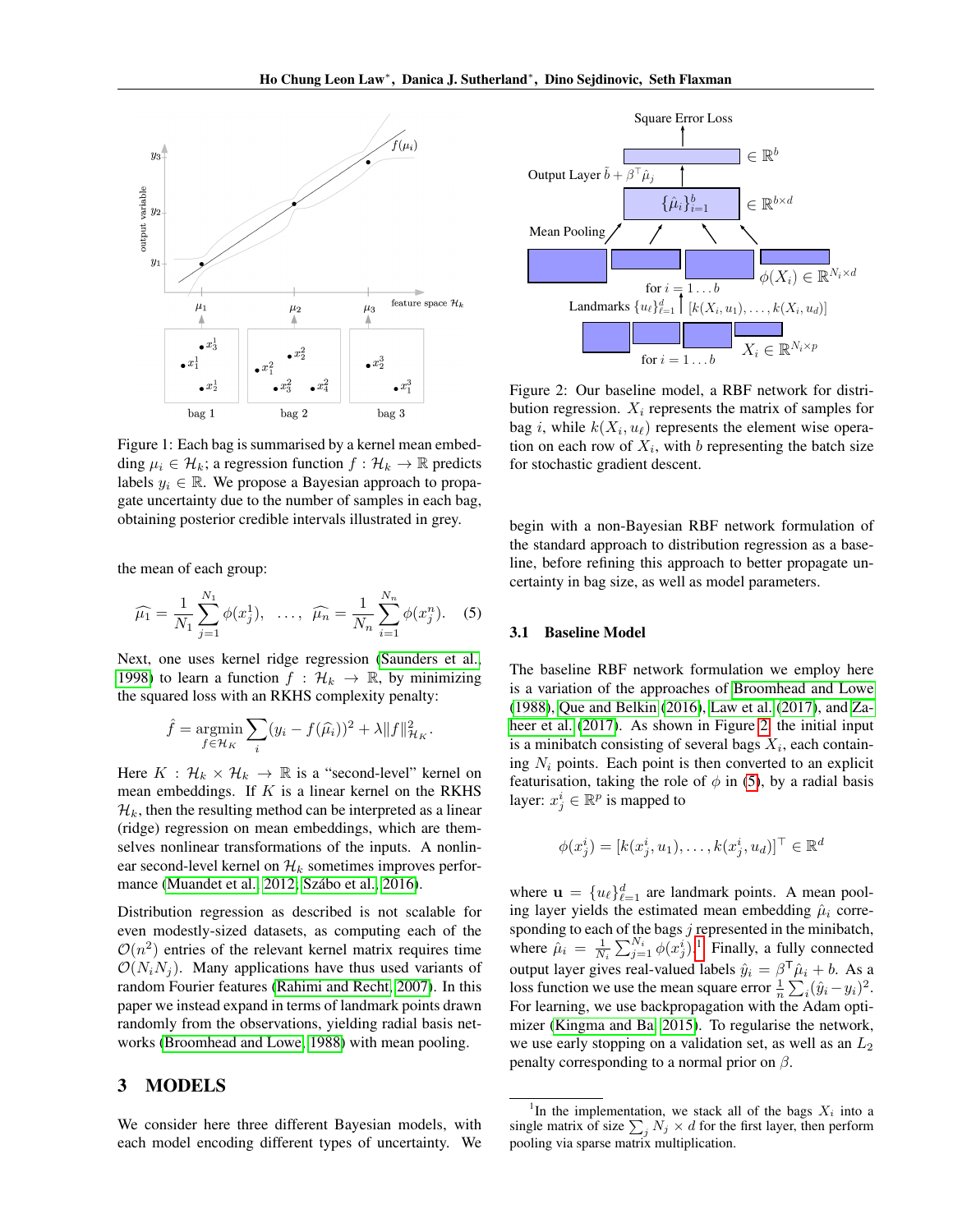Figure 1: Each bag is summarised by a kernel mean embedding $\mu_i \in \mathcal{H}_k$; a regression function $f : \mathcal{H}_k \to \mathbb{R}$ predicts labels $y_i \in \mathbb{R}$. We propose a Bayesian approach to propagate uncertainty due to the number of samples in each bag, obtaining posterior credible intervals illustrated in grey.

the mean of each group:

$$\widehat{\mu_1} = \frac{1}{N_1}\sum_{j=1}^{N_1} \phi(x_j^1), \quad \ldots, \quad \widehat{\mu_n} = \frac{1}{N_n}\sum_{i=1}^{N_n} \phi(x_j^n). \tag{5}$$

Next, one uses kernel ridge regression (Saunders et al., 1998) to learn a function $f : \mathcal{H}_k \to \mathbb{R}$, by minimizing the squared loss with an RKHS complexity penalty:

$$\hat{f} = \operatorname*{argmin}_{f \in \mathcal{H}_K} \sum_i (y_i - f(\widehat{\mu_i}))^2 + \lambda \|f\|^2_{\mathcal{H}_K}.$$

Here $K : \mathcal{H}_k \times \mathcal{H}_k \to \mathbb{R}$ is a "second-level" kernel on mean embeddings. If $K$ is a linear kernel on the RKHS $\mathcal{H}_k$, then the resulting method can be interpreted as a linear (ridge) regression on mean embeddings, which are themselves nonlinear transformations of the inputs. A nonlinear second-level kernel on $\mathcal{H}_k$ sometimes improves performance (Muandet et al., 2012; Szábo et al., 2016).

Distribution regression as described is not scalable for even modestly-sized datasets, as computing each of the $\mathcal{O}(n^2)$ entries of the relevant kernel matrix requires time $\mathcal{O}(N_i N_j)$. Many applications have thus used variants of random Fourier features (Rahimi and Recht, 2007). In this paper we instead expand in terms of landmark points drawn randomly from the observations, yielding radial basis networks (Broomhead and Lowe, 1988) with mean pooling.

# 3 MODELS

We consider here three different Bayesian models, with each model encoding different types of uncertainty. We begin with a non-Bayesian RBF network formulation of the standard approach to distribution regression as a baseline, before refining this approach to better propagate uncertainty in bag size, as well as model parameters.

Figure 2: Our baseline model, a RBF network for distribution regression. $X_i$ represents the matrix of samples for bag $i$, while $k(X_i, u_\ell)$ represents the element wise operation on each row of $X_i$, with $b$ representing the batch size for stochastic gradient descent.

## 3.1 Baseline Model

The baseline RBF network formulation we employ here is a variation of the approaches of Broomhead and Lowe (1988), Que and Belkin (2016), Law et al. (2017), and Zaheer et al. (2017). As shown in Figure 2, the initial input is a minibatch consisting of several bags $X_i$, each containing $N_i$ points. Each point is then converted to an explicit featurisation, taking the role of $\phi$ in (5), by a radial basis layer: $x_j^i \in \mathbb{R}^p$ is mapped to

$$\phi(x_j^i) = [k(x_j^i, u_1), \ldots, k(x_j^i, u_d)]^\top \in \mathbb{R}^d$$

where $\mathbf{u} = \{u_\ell\}_{\ell=1}^d$ are landmark points. A mean pooling layer yields the estimated mean embedding $\hat{\mu}_i$ corresponding to each of the bags $j$ represented in the minibatch, where $\hat{\mu}_i = \frac{1}{N_i}\sum_{j=1}^{N_i} \phi(x_j^i)$.[1] Finally, a fully connected output layer gives real-valued labels $\hat{y}_i = \beta^\top \hat{\mu}_i + b$. As a loss function we use the mean square error $\frac{1}{n}\sum_i (\hat{y}_i - y_i)^2$. For learning, we use backpropagation with the Adam optimizer (Kingma and Ba, 2015). To regularise the network, we use early stopping on a validation set, as well as an $L_2$ penalty corresponding to a normal prior on $\beta$.

[1] In the implementation, we stack all of the bags $X_i$ into a single matrix of size $\sum_j N_j \times d$ for the first layer, then perform pooling via sparse matrix multiplication.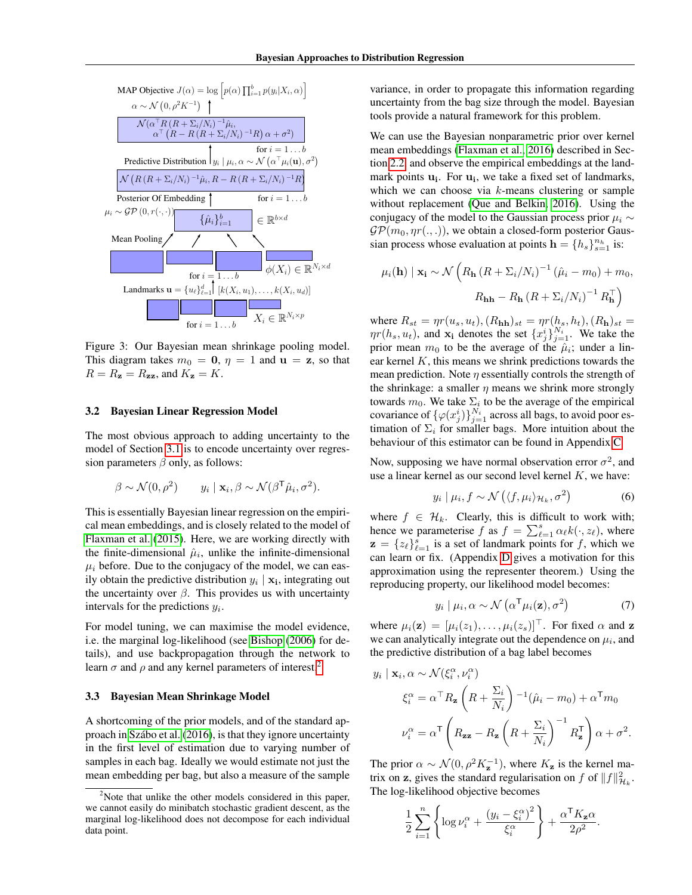MAP Objective $J(\alpha) = \log \left[p(\alpha) \prod_{i=1}^{b} p(y_i|X_i, \alpha)\right]$

$\alpha \sim \mathcal{N}\left(0, \rho^2 K^{-1}\right)$

$\mathcal{N}(\alpha^\top R \left(R + \Sigma_i/N_i\right)^{-1} \hat{\mu}_i, \alpha^\top \left(R - R\left(R + \Sigma_i/N_i\right)^{-1} R\right)\alpha + \sigma^2)$

for $i = 1 \ldots b$

Predictive Distribution $y_i \mid \mu_i, \alpha \sim \mathcal{N}\left(\alpha^\top \mu_i(\mathbf{u}), \sigma^2\right)$

$\mathcal{N}\left(R\left(R + \Sigma_i/N_i\right)^{-1} \hat{\mu}_i, R - R\left(R + \Sigma_i/N_i\right)^{-1} R\right)$

Posterior Of Embedding for $i = 1 \ldots b$

$\mu_i \sim \mathcal{GP}\left(0, r(\cdot, \cdot)\right)$ $\{\hat{\mu}_i\}_{i=1}^{b} \in \mathbb{R}^{b \times d}$

Mean Pooling

for $i = 1 \ldots b$ $\phi(X_i) \in \mathbb{R}^{N_i \times d}$

Landmarks $\mathbf{u} = \{u_\ell\}_{\ell=1}^{d}$ $[k(X_i, u_1), \ldots, k(X_i, u_d)]$

for $i = 1 \ldots b$ $X_i \in \mathbb{R}^{N_i \times p}$

Figure 3: Our Bayesian mean shrinkage pooling model. This diagram takes $m_0 = \mathbf{0}$, $\eta = 1$ and $\mathbf{u} = \mathbf{z}$, so that $R = R_{\mathbf{z}} = R_{\mathbf{zz}}$, and $K_{\mathbf{z}} = K$.

### 3.2 Bayesian Linear Regression Model

The most obvious approach to adding uncertainty to the model of Section 3.1 is to encode uncertainty over regression parameters $\beta$ only, as follows:

$$\beta \sim \mathcal{N}(0, \rho^2) \qquad y_i \mid \mathbf{x}_i, \beta \sim \mathcal{N}(\beta^\mathsf{T} \hat{\mu}_i, \sigma^2).$$

This is essentially Bayesian linear regression on the empirical mean embeddings, and is closely related to the model of Flaxman et al. (2015). Here, we are working directly with the finite-dimensional $\hat{\mu}_i$, unlike the infinite-dimensional $\mu_i$ before. Due to the conjugacy of the model, we can easily obtain the predictive distribution $y_i \mid \mathbf{x}_i$, integrating out the uncertainty over $\beta$. This provides us with uncertainty intervals for the predictions $y_i$.

For model tuning, we can maximise the model evidence, i.e. the marginal log-likelihood (see Bishop (2006) for details), and use backpropagation through the network to learn $\sigma$ and $\rho$ and any kernel parameters of interest.[2]

### 3.3 Bayesian Mean Shrinkage Model

A shortcoming of the prior models, and of the standard approach in Szábo et al. (2016), is that they ignore uncertainty in the first level of estimation due to varying number of samples in each bag. Ideally we would estimate not just the mean embedding per bag, but also a measure of the sample variance, in order to propagate this information regarding uncertainty from the bag size through the model. Bayesian tools provide a natural framework for this problem.

We can use the Bayesian nonparametric prior over kernel mean embeddings (Flaxman et al., 2016) described in Section 2.2, and observe the empirical embeddings at the landmark points $\mathbf{u_i}$. For $\mathbf{u_i}$, we take a fixed set of landmarks, which we can choose via $k$-means clustering or sample without replacement (Que and Belkin, 2016). Using the conjugacy of the model to the Gaussian process prior $\mu_i \sim \mathcal{GP}(m_0, \eta r(.,.))$, we obtain a closed-form posterior Gaussian process whose evaluation at points $\mathbf{h} = \{h_s\}_{s=1}^{n_h}$ is:

$$\mu_i(\mathbf{h}) \mid \mathbf{x_i} \sim \mathcal{N}\Big(R_{\mathbf{h}}\left(R + \Sigma_i/N_i\right)^{-1}(\hat{\mu}_i - m_0) + m_0, \\ R_{\mathbf{hh}} - R_{\mathbf{h}}\left(R + \Sigma_i/N_i\right)^{-1} R_{\mathbf{h}}^\top\Big)$$

where $R_{st} = \eta r(u_s, u_t)$, $(R_{\mathbf{hh}})_{st} = \eta r(h_s, h_t)$, $(R_{\mathbf{h}})_{st} = \eta r(h_s, u_t)$, and $\mathbf{x_i}$ denotes the set $\{x_j^i\}_{j=1}^{N_i}$. We take the prior mean $m_0$ to be the average of the $\hat{\mu}_i$; under a linear kernel $K$, this means we shrink predictions towards the mean prediction. Note $\eta$ essentially controls the strength of the shrinkage: a smaller $\eta$ means we shrink more strongly towards $m_0$. We take $\Sigma_i$ to be the average of the empirical covariance of $\{\varphi(x_j^i)\}_{j=1}^{N_i}$ across all bags, to avoid poor estimation of $\Sigma_i$ for smaller bags. More intuition about the behaviour of this estimator can be found in Appendix C.

Now, supposing we have normal observation error $\sigma^2$, and use a linear kernel as our second level kernel $K$, we have:

$$y_i \mid \mu_i, f \sim \mathcal{N}\left(\langle f, \mu_i \rangle_{\mathcal{H}_k}, \sigma^2\right) \tag{6}$$

where $f \in \mathcal{H}_k$. Clearly, this is difficult to work with; hence we parameterise $f$ as $f = \sum_{\ell=1}^{s} \alpha_\ell k(\cdot, z_\ell)$, where $\mathbf{z} = \{z_\ell\}_{\ell=1}^{s}$ is a set of landmark points for $f$, which we can learn or fix. (Appendix D gives a motivation for this approximation using the representer theorem.) Using the reproducing property, our likelihood model becomes:

$$y_i \mid \mu_i, \alpha \sim \mathcal{N}\left(\alpha^\mathsf{T} \mu_i(\mathbf{z}), \sigma^2\right) \tag{7}$$

where $\mu_i(\mathbf{z}) = [\mu_i(z_1), \ldots, \mu_i(z_s)]^\top$. For fixed $\alpha$ and $\mathbf{z}$ we can analytically integrate out the dependence on $\mu_i$, and the predictive distribution of a bag label becomes

$$y_i \mid \mathbf{x}_i, \alpha \sim \mathcal{N}(\xi_i^\alpha, \nu_i^\alpha)$$

$$\xi_i^\alpha = \alpha^\top R_{\mathbf{z}}\left(R + \frac{\Sigma_i}{N_i}\right)^{-1}(\hat{\mu}_i - m_0) + \alpha^\mathsf{T} m_0$$

$$\nu_i^\alpha = \alpha^\mathsf{T}\left(R_{\mathbf{zz}} - R_{\mathbf{z}}\left(R + \frac{\Sigma_i}{N_i}\right)^{-1} R_{\mathbf{z}}^\mathsf{T}\right)\alpha + \sigma^2.$$

The prior $\alpha \sim \mathcal{N}(0, \rho^2 K_{\mathbf{z}}^{-1})$, where $K_{\mathbf{z}}$ is the kernel matrix on $\mathbf{z}$, gives the standard regularisation on $f$ of $\|f\|_{\mathcal{H}_k}^2$. The log-likelihood objective becomes

$$\frac{1}{2}\sum_{i=1}^{n}\left\{\log \nu_i^\alpha + \frac{(y_i - \xi_i^\alpha)^2}{\xi_i^\alpha}\right\} + \frac{\alpha^\mathsf{T} K_{\mathbf{z}} \alpha}{2\rho^2}.$$

[2] Note that unlike the other models considered in this paper, we cannot easily do minibatch stochastic gradient descent, as the marginal log-likelihood does not decompose for each individual data point.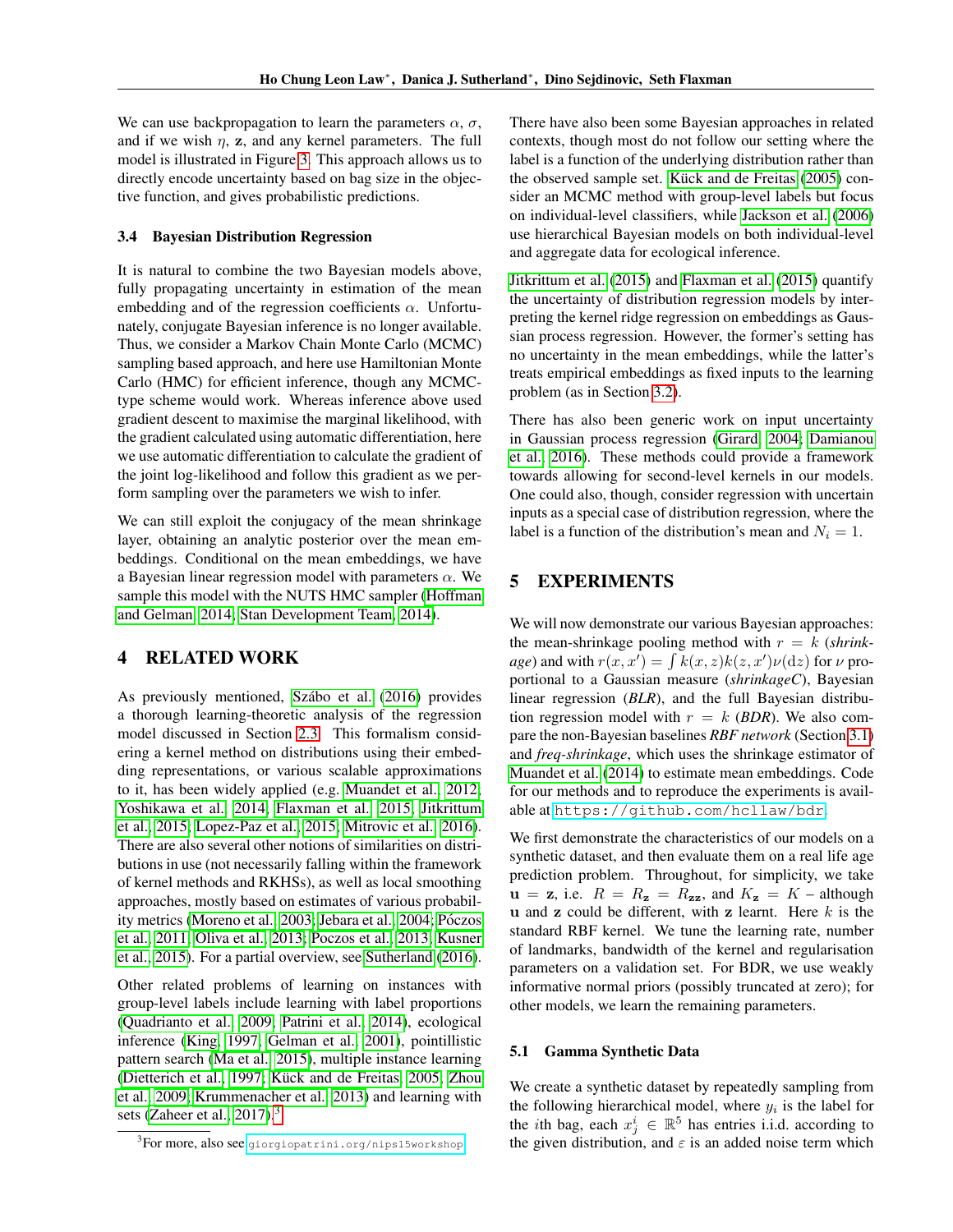We can use backpropagation to learn the parameters $\alpha$, $\sigma$, and if we wish $\eta$, $\mathbf{z}$, and any kernel parameters. The full model is illustrated in Figure 3. This approach allows us to directly encode uncertainty based on bag size in the objective function, and gives probabilistic predictions.

### 3.4 Bayesian Distribution Regression

It is natural to combine the two Bayesian models above, fully propagating uncertainty in estimation of the mean embedding and of the regression coefficients $\alpha$. Unfortunately, conjugate Bayesian inference is no longer available. Thus, we consider a Markov Chain Monte Carlo (MCMC) sampling based approach, and here use Hamiltonian Monte Carlo (HMC) for efficient inference, though any MCMC-type scheme would work. Whereas inference above used gradient descent to maximise the marginal likelihood, with the gradient calculated using automatic differentiation, here we use automatic differentiation to calculate the gradient of the joint log-likelihood and follow this gradient as we perform sampling over the parameters we wish to infer.

We can still exploit the conjugacy of the mean shrinkage layer, obtaining an analytic posterior over the mean embeddings. Conditional on the mean embeddings, we have a Bayesian linear regression model with parameters $\alpha$. We sample this model with the NUTS HMC sampler (Hoffman and Gelman, 2014; Stan Development Team, 2014).

## 4 RELATED WORK

As previously mentioned, Szábo et al. (2016) provides a thorough learning-theoretic analysis of the regression model discussed in Section 2.3. This formalism considering a kernel method on distributions using their embedding representations, or various scalable approximations to it, has been widely applied (e.g. Muandet et al., 2012; Yoshikawa et al., 2014; Flaxman et al., 2015; Jitkrittum et al., 2015; Lopez-Paz et al., 2015; Mitrovic et al., 2016). There are also several other notions of similarities on distributions in use (not necessarily falling within the framework of kernel methods and RKHSs), as well as local smoothing approaches, mostly based on estimates of various probability metrics (Moreno et al., 2003; Jebara et al., 2004; Póczos et al., 2011; Oliva et al., 2013; Poczos et al., 2013; Kusner et al., 2015). For a partial overview, see Sutherland (2016).

Other related problems of learning on instances with group-level labels include learning with label proportions (Quadrianto et al., 2009; Patrini et al., 2014), ecological inference (King, 1997; Gelman et al., 2001), pointillistic pattern search (Ma et al., 2015), multiple instance learning (Dietterich et al., 1997; Kück and de Freitas, 2005; Zhou et al., 2009; Krummenacher et al., 2013) and learning with sets (Zaheer et al., 2017).[3]

[3]For more, also see giorgiopatrini.org/nips15workshop

There have also been some Bayesian approaches in related contexts, though most do not follow our setting where the label is a function of the underlying distribution rather than the observed sample set. Kück and de Freitas (2005) consider an MCMC method with group-level labels but focus on individual-level classifiers, while Jackson et al. (2006) use hierarchical Bayesian models on both individual-level and aggregate data for ecological inference.

Jitkrittum et al. (2015) and Flaxman et al. (2015) quantify the uncertainty of distribution regression models by interpreting the kernel ridge regression on embeddings as Gaussian process regression. However, the former's setting has no uncertainty in the mean embeddings, while the latter's treats empirical embeddings as fixed inputs to the learning problem (as in Section 3.2).

There has also been generic work on input uncertainty in Gaussian process regression (Girard, 2004; Damianou et al., 2016). These methods could provide a framework towards allowing for second-level kernels in our models. One could also, though, consider regression with uncertain inputs as a special case of distribution regression, where the label is a function of the distribution's mean and $N_i = 1$.

## 5 EXPERIMENTS

We will now demonstrate our various Bayesian approaches: the mean-shrinkage pooling method with $r = k$ (*shrinkage*) and with $r(x, x') = \int k(x, z)k(z, x')\nu(\mathrm{d}z)$ for $\nu$ proportional to a Gaussian measure (*shrinkageC*), Bayesian linear regression (*BLR*), and the full Bayesian distribution regression model with $r = k$ (*BDR*). We also compare the non-Bayesian baselines *RBF network* (Section 3.1) and *freq-shrinkage*, which uses the shrinkage estimator of Muandet et al. (2014) to estimate mean embeddings. Code for our methods and to reproduce the experiments is available at https://github.com/hcllaw/bdr.

We first demonstrate the characteristics of our models on a synthetic dataset, and then evaluate them on a real life age prediction problem. Throughout, for simplicity, we take $\mathbf{u} = \mathbf{z}$, i.e. $R = R_{\mathbf{z}} = R_{\mathbf{zz}}$, and $K_{\mathbf{z}} = K$ – although $\mathbf{u}$ and $\mathbf{z}$ could be different, with $\mathbf{z}$ learnt. Here $k$ is the standard RBF kernel. We tune the learning rate, number of landmarks, bandwidth of the kernel and regularisation parameters on a validation set. For BDR, we use weakly informative normal priors (possibly truncated at zero); for other models, we learn the remaining parameters.

### 5.1 Gamma Synthetic Data

We create a synthetic dataset by repeatedly sampling from the following hierarchical model, where $y_i$ is the label for the $i$th bag, each $x_j^i \in \mathbb{R}^5$ has entries i.i.d. according to the given distribution, and $\varepsilon$ is an added noise term which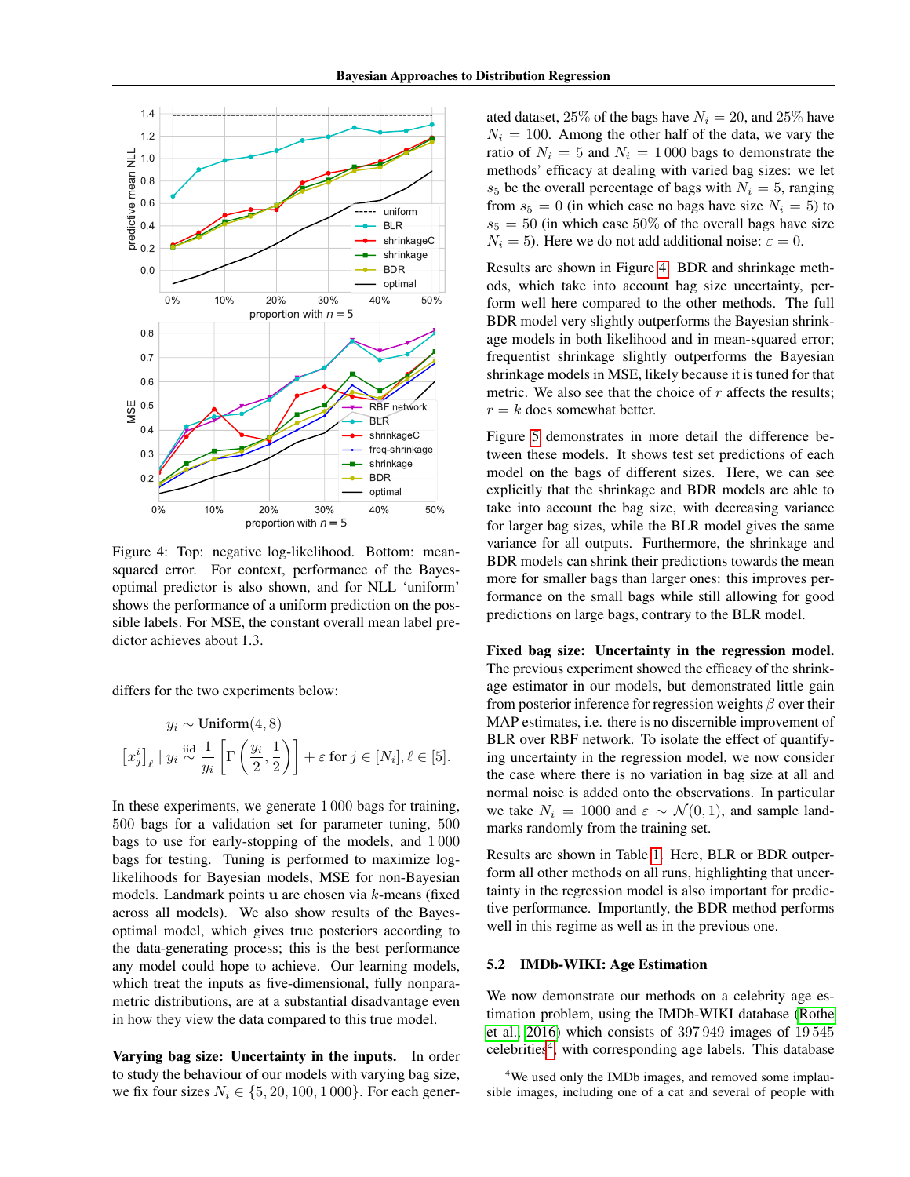Figure 4: Top: negative log-likelihood. Bottom: mean-squared error. For context, performance of the Bayes-optimal predictor is also shown, and for NLL 'uniform' shows the performance of a uniform prediction on the possible labels. For MSE, the constant overall mean label predictor achieves about 1.3.

differs for the two experiments below:

$$y_i \sim \text{Uniform}(4, 8)$$
$$\left[x^i_j\right]_\ell \mid y_i \overset{\text{iid}}{\sim} \frac{1}{y_i}\left[\Gamma\left(\frac{y_i}{2}, \frac{1}{2}\right)\right] + \varepsilon \text{ for } j \in [N_i], \ell \in [5].$$

In these experiments, we generate 1 000 bags for training, 500 bags for a validation set for parameter tuning, 500 bags to use for early-stopping of the models, and 1 000 bags for testing. Tuning is performed to maximize log-likelihoods for Bayesian models, MSE for non-Bayesian models. Landmark points $\mathbf{u}$ are chosen via $k$-means (fixed across all models). We also show results of the Bayes-optimal model, which gives true posteriors according to the data-generating process; this is the best performance any model could hope to achieve. Our learning models, which treat the inputs as five-dimensional, fully nonparametric distributions, are at a substantial disadvantage even in how they view the data compared to this true model.

**Varying bag size: Uncertainty in the inputs.** In order to study the behaviour of our models with varying bag size, we fix four sizes $N_i \in \{5, 20, 100, 1\,000\}$. For each generated dataset, 25% of the bags have $N_i = 20$, and 25% have $N_i = 100$. Among the other half of the data, we vary the ratio of $N_i = 5$ and $N_i = 1\,000$ bags to demonstrate the methods' efficacy at dealing with varied bag sizes: we let $s_5$ be the overall percentage of bags with $N_i = 5$, ranging from $s_5 = 0$ (in which case no bags have size $N_i = 5$) to $s_5 = 50$ (in which case 50% of the overall bags have size $N_i = 5$). Here we do not add additional noise: $\varepsilon = 0$.

Results are shown in Figure 4. BDR and shrinkage methods, which take into account bag size uncertainty, perform well here compared to the other methods. The full BDR model very slightly outperforms the Bayesian shrinkage models in both likelihood and in mean-squared error; frequentist shrinkage slightly outperforms the Bayesian shrinkage models in MSE, likely because it is tuned for that metric. We also see that the choice of $r$ affects the results; $r = k$ does somewhat better.

Figure 5 demonstrates in more detail the difference between these models. It shows test set predictions of each model on the bags of different sizes. Here, we can see explicitly that the shrinkage and BDR models are able to take into account the bag size, with decreasing variance for larger bag sizes, while the BLR model gives the same variance for all outputs. Furthermore, the shrinkage and BDR models can shrink their predictions towards the mean more for smaller bags than larger ones: this improves performance on the small bags while still allowing for good predictions on large bags, contrary to the BLR model.

**Fixed bag size: Uncertainty in the regression model.** The previous experiment showed the efficacy of the shrinkage estimator in our models, but demonstrated little gain from posterior inference for regression weights $\beta$ over their MAP estimates, i.e. there is no discernible improvement of BLR over RBF network. To isolate the effect of quantifying uncertainty in the regression model, we now consider the case where there is no variation in bag size at all and normal noise is added onto the observations. In particular we take $N_i = 1000$ and $\varepsilon \sim \mathcal{N}(0, 1)$, and sample landmarks randomly from the training set.

Results are shown in Table 1. Here, BLR or BDR outperform all other methods on all runs, highlighting that uncertainty in the regression model is also important for predictive performance. Importantly, the BDR method performs well in this regime as well as in the previous one.

## 5.2 IMDb-WIKI: Age Estimation

We now demonstrate our methods on a celebrity age estimation problem, using the IMDb-WIKI database (Rothe et al., 2016) which consists of 397 949 images of 19 545 celebrities[4], with corresponding age labels. This database

[4] We used only the IMDb images, and removed some implausible images, including one of a cat and several of people with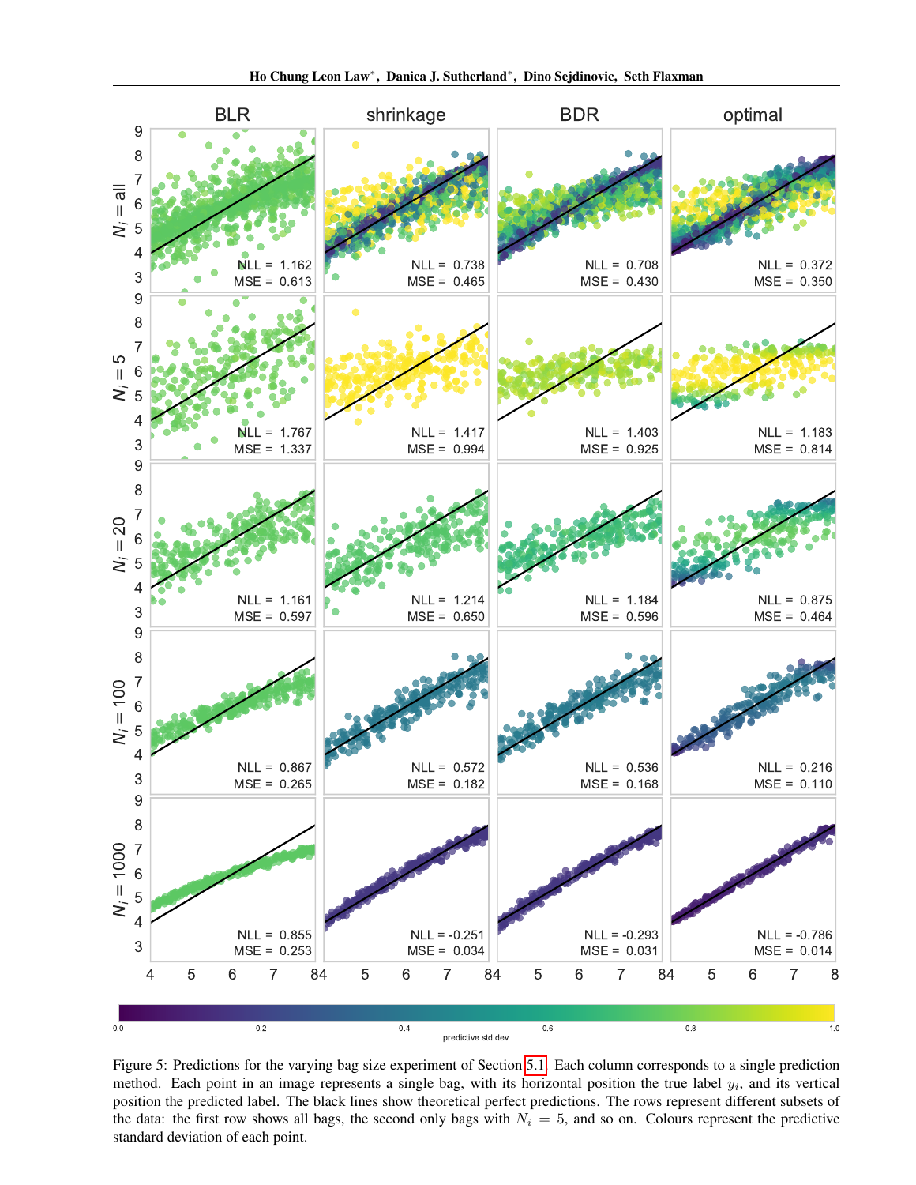Figure 5: Predictions for the varying bag size experiment of Section 5.1. Each column corresponds to a single prediction method. Each point in an image represents a single bag, with its horizontal position the true label $y_i$, and its vertical position the predicted label. The black lines show theoretical perfect predictions. The rows represent different subsets of the data: the first row shows all bags, the second only bags with $N_i = 5$, and so on. Colours represent the predictive standard deviation of each point.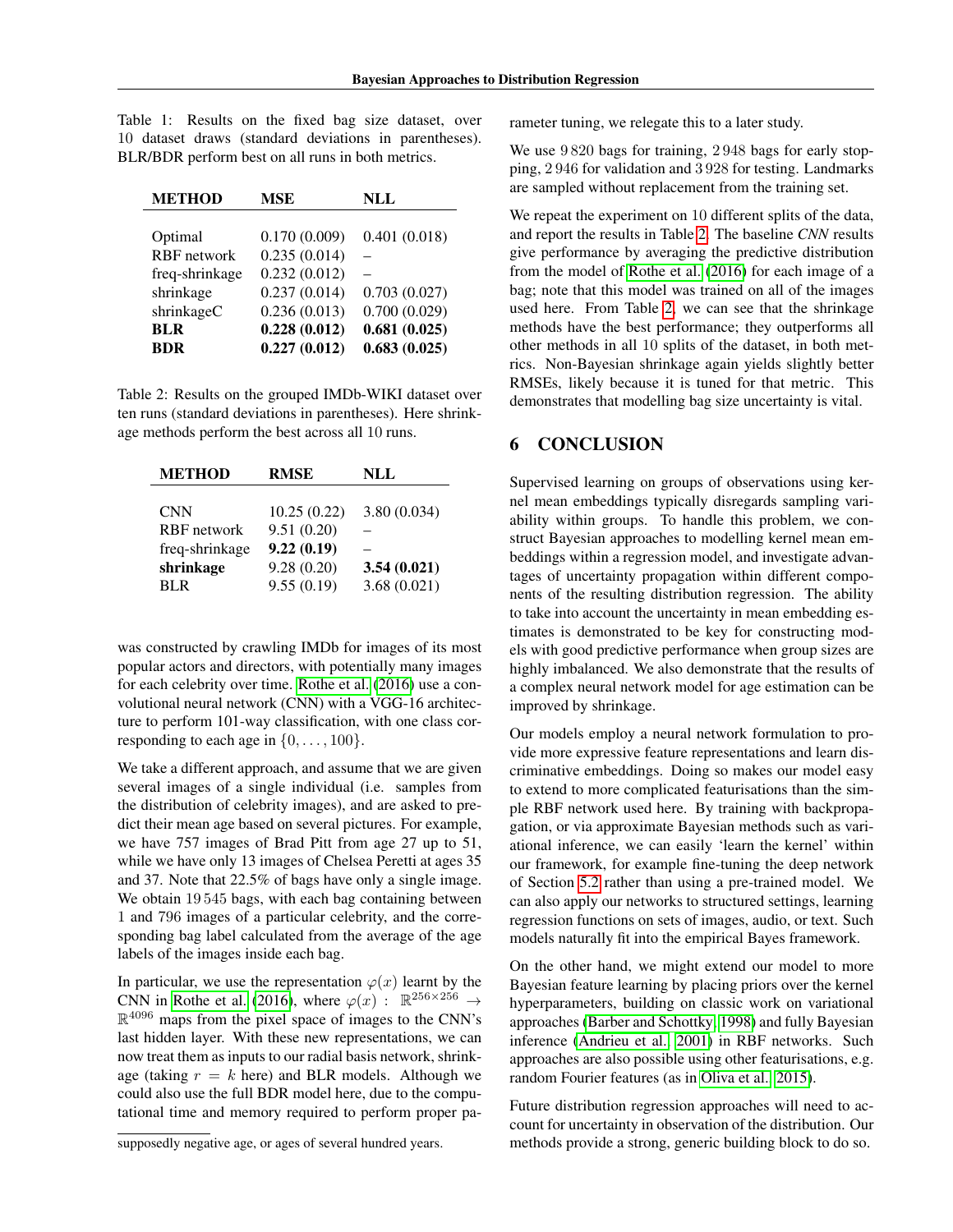Table 1: Results on the fixed bag size dataset, over 10 dataset draws (standard deviations in parentheses). BLR/BDR perform best on all runs in both metrics.

| METHOD | MSE | NLL |
|---|---|---|
| Optimal | 0.170 (0.009) | 0.401 (0.018) |
| RBF network | 0.235 (0.014) | – |
| freq-shrinkage | 0.232 (0.012) | – |
| shrinkage | 0.237 (0.014) | 0.703 (0.027) |
| shrinkageC | 0.236 (0.013) | 0.700 (0.029) |
| **BLR** | **0.228 (0.012)** | **0.681 (0.025)** |
| **BDR** | **0.227 (0.012)** | **0.683 (0.025)** |

Table 2: Results on the grouped IMDb-WIKI dataset over ten runs (standard deviations in parentheses). Here shrinkage methods perform the best across all 10 runs.

| METHOD | RMSE | NLL |
|---|---|---|
| CNN | 10.25 (0.22) | 3.80 (0.034) |
| RBF network | 9.51 (0.20) | – |
| freq-shrinkage | **9.22 (0.19)** | – |
| **shrinkage** | 9.28 (0.20) | **3.54 (0.021)** |
| BLR | 9.55 (0.19) | 3.68 (0.021) |

was constructed by crawling IMDb for images of its most popular actors and directors, with potentially many images for each celebrity over time. Rothe et al. (2016) use a convolutional neural network (CNN) with a VGG-16 architecture to perform 101-way classification, with one class corresponding to each age in $\{0, \ldots, 100\}$.

We take a different approach, and assume that we are given several images of a single individual (i.e. samples from the distribution of celebrity images), and are asked to predict their mean age based on several pictures. For example, we have 757 images of Brad Pitt from age 27 up to 51, while we have only 13 images of Chelsea Peretti at ages 35 and 37. Note that 22.5% of bags have only a single image. We obtain 19 545 bags, with each bag containing between 1 and 796 images of a particular celebrity, and the corresponding bag label calculated from the average of the age labels of the images inside each bag.

In particular, we use the representation $\varphi(x)$ learnt by the CNN in Rothe et al. (2016), where $\varphi(x) : \mathbb{R}^{256\times256} \to \mathbb{R}^{4096}$ maps from the pixel space of images to the CNN's last hidden layer. With these new representations, we can now treat them as inputs to our radial basis network, shrinkage (taking $r = k$ here) and BLR models. Although we could also use the full BDR model here, due to the computational time and memory required to perform proper parameter tuning, we relegate this to a later study.

We use 9 820 bags for training, 2 948 bags for early stopping, 2 946 for validation and 3 928 for testing. Landmarks are sampled without replacement from the training set.

We repeat the experiment on 10 different splits of the data, and report the results in Table 2. The baseline *CNN* results give performance by averaging the predictive distribution from the model of Rothe et al. (2016) for each image of a bag; note that this model was trained on all of the images used here. From Table 2, we can see that the shrinkage methods have the best performance; they outperforms all other methods in all 10 splits of the dataset, in both metrics. Non-Bayesian shrinkage again yields slightly better RMSEs, likely because it is tuned for that metric. This demonstrates that modelling bag size uncertainty is vital.

## 6 CONCLUSION

Supervised learning on groups of observations using kernel mean embeddings typically disregards sampling variability within groups. To handle this problem, we construct Bayesian approaches to modelling kernel mean embeddings within a regression model, and investigate advantages of uncertainty propagation within different components of the resulting distribution regression. The ability to take into account the uncertainty in mean embedding estimates is demonstrated to be key for constructing models with good predictive performance when group sizes are highly imbalanced. We also demonstrate that the results of a complex neural network model for age estimation can be improved by shrinkage.

Our models employ a neural network formulation to provide more expressive feature representations and learn discriminative embeddings. Doing so makes our model easy to extend to more complicated featurisations than the simple RBF network used here. By training with backpropagation, or via approximate Bayesian methods such as variational inference, we can easily 'learn the kernel' within our framework, for example fine-tuning the deep network of Section 5.2 rather than using a pre-trained model. We can also apply our networks to structured settings, learning regression functions on sets of images, audio, or text. Such models naturally fit into the empirical Bayes framework.

On the other hand, we might extend our model to more Bayesian feature learning by placing priors over the kernel hyperparameters, building on classic work on variational approaches (Barber and Schottky, 1998) and fully Bayesian inference (Andrieu et al., 2001) in RBF networks. Such approaches are also possible using other featurisations, e.g. random Fourier features (as in Oliva et al., 2015).

Future distribution regression approaches will need to account for uncertainty in observation of the distribution. Our methods provide a strong, generic building block to do so.

supposedly negative age, or ages of several hundred years.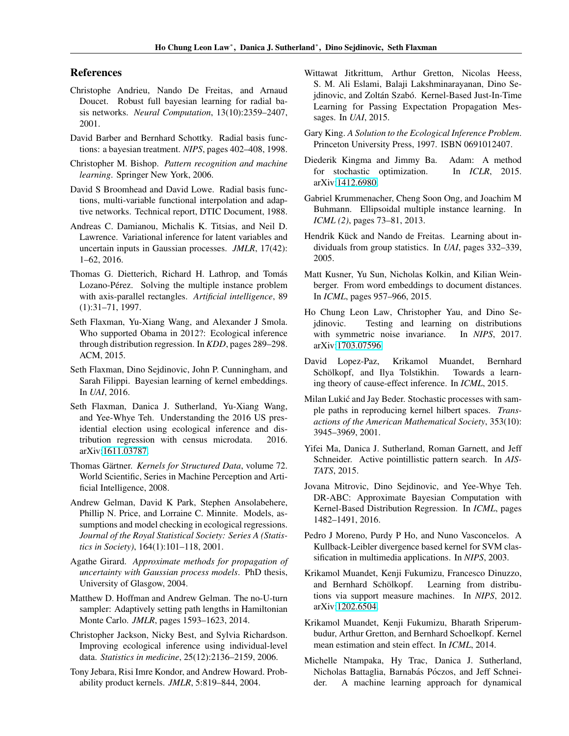## References

Christophe Andrieu, Nando De Freitas, and Arnaud Doucet. Robust full bayesian learning for radial basis networks. *Neural Computation*, 13(10):2359–2407, 2001.

David Barber and Bernhard Schottky. Radial basis functions: a bayesian treatment. *NIPS*, pages 402–408, 1998.

Christopher M. Bishop. *Pattern recognition and machine learning*. Springer New York, 2006.

David S Broomhead and David Lowe. Radial basis functions, multi-variable functional interpolation and adaptive networks. Technical report, DTIC Document, 1988.

Andreas C. Damianou, Michalis K. Titsias, and Neil D. Lawrence. Variational inference for latent variables and uncertain inputs in Gaussian processes. *JMLR*, 17(42): 1–62, 2016.

Thomas G. Dietterich, Richard H. Lathrop, and Tomás Lozano-Pérez. Solving the multiple instance problem with axis-parallel rectangles. *Artificial intelligence*, 89 (1):31–71, 1997.

Seth Flaxman, Yu-Xiang Wang, and Alexander J Smola. Who supported Obama in 2012?: Ecological inference through distribution regression. In *KDD*, pages 289–298. ACM, 2015.

Seth Flaxman, Dino Sejdinovic, John P. Cunningham, and Sarah Filippi. Bayesian learning of kernel embeddings. In *UAI*, 2016.

Seth Flaxman, Danica J. Sutherland, Yu-Xiang Wang, and Yee-Whye Teh. Understanding the 2016 US presidential election using ecological inference and distribution regression with census microdata. 2016. arXiv:1611.03787.

Thomas Gärtner. *Kernels for Structured Data*, volume 72. World Scientific, Series in Machine Perception and Artificial Intelligence, 2008.

Andrew Gelman, David K Park, Stephen Ansolabehere, Phillip N. Price, and Lorraine C. Minnite. Models, assumptions and model checking in ecological regressions. *Journal of the Royal Statistical Society: Series A (Statistics in Society)*, 164(1):101–118, 2001.

Agathe Girard. *Approximate methods for propagation of uncertainty with Gaussian process models*. PhD thesis, University of Glasgow, 2004.

Matthew D. Hoffman and Andrew Gelman. The no-U-turn sampler: Adaptively setting path lengths in Hamiltonian Monte Carlo. *JMLR*, pages 1593–1623, 2014.

Christopher Jackson, Nicky Best, and Sylvia Richardson. Improving ecological inference using individual-level data. *Statistics in medicine*, 25(12):2136–2159, 2006.

Tony Jebara, Risi Imre Kondor, and Andrew Howard. Probability product kernels. *JMLR*, 5:819–844, 2004.

Wittawat Jitkrittum, Arthur Gretton, Nicolas Heess, S. M. Ali Eslami, Balaji Lakshminarayanan, Dino Sejdinovic, and Zoltán Szabó. Kernel-Based Just-In-Time Learning for Passing Expectation Propagation Messages. In *UAI*, 2015.

Gary King. *A Solution to the Ecological Inference Problem*. Princeton University Press, 1997. ISBN 0691012407.

Diederik Kingma and Jimmy Ba. Adam: A method for stochastic optimization. In *ICLR*, 2015. arXiv:1412.6980.

Gabriel Krummenacher, Cheng Soon Ong, and Joachim M Buhmann. Ellipsoidal multiple instance learning. In *ICML (2)*, pages 73–81, 2013.

Hendrik Kück and Nando de Freitas. Learning about individuals from group statistics. In *UAI*, pages 332–339, 2005.

Matt Kusner, Yu Sun, Nicholas Kolkin, and Kilian Weinberger. From word embeddings to document distances. In *ICML*, pages 957–966, 2015.

Ho Chung Leon Law, Christopher Yau, and Dino Sejdinovic. Testing and learning on distributions with symmetric noise invariance. In *NIPS*, 2017. arXiv:1703.07596.

David Lopez-Paz, Krikamol Muandet, Bernhard Schölkopf, and Ilya Tolstikhin. Towards a learning theory of cause-effect inference. In *ICML*, 2015.

Milan Lukić and Jay Beder. Stochastic processes with sample paths in reproducing kernel hilbert spaces. *Transactions of the American Mathematical Society*, 353(10): 3945–3969, 2001.

Yifei Ma, Danica J. Sutherland, Roman Garnett, and Jeff Schneider. Active pointillistic pattern search. In *AISTATS*, 2015.

Jovana Mitrovic, Dino Sejdinovic, and Yee-Whye Teh. DR-ABC: Approximate Bayesian Computation with Kernel-Based Distribution Regression. In *ICML*, pages 1482–1491, 2016.

Pedro J Moreno, Purdy P Ho, and Nuno Vasconcelos. A Kullback-Leibler divergence based kernel for SVM classification in multimedia applications. In *NIPS*, 2003.

Krikamol Muandet, Kenji Fukumizu, Francesco Dinuzzo, and Bernhard Schölkopf. Learning from distributions via support measure machines. In *NIPS*, 2012. arXiv:1202.6504.

Krikamol Muandet, Kenji Fukumizu, Bharath Sriperumbudur, Arthur Gretton, and Bernhard Schoelkopf. Kernel mean estimation and stein effect. In *ICML*, 2014.

Michelle Ntampaka, Hy Trac, Danica J. Sutherland, Nicholas Battaglia, Barnabás Póczos, and Jeff Schneider. A machine learning approach for dynamical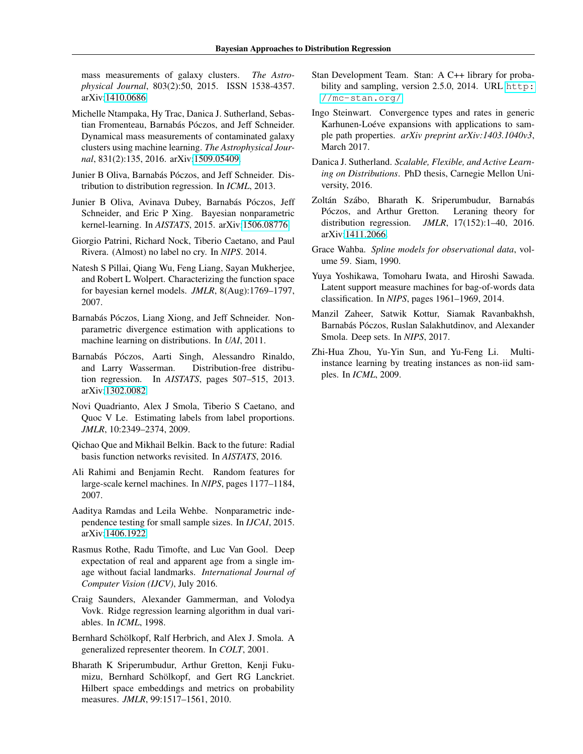mass measurements of galaxy clusters. *The Astrophysical Journal*, 803(2):50, 2015. ISSN 1538-4357. arXiv:1410.0686.

Michelle Ntampaka, Hy Trac, Danica J. Sutherland, Sebastian Fromenteau, Barnabás Póczos, and Jeff Schneider. Dynamical mass measurements of contaminated galaxy clusters using machine learning. *The Astrophysical Journal*, 831(2):135, 2016. arXiv:1509.05409.

Junier B Oliva, Barnabás Póczos, and Jeff Schneider. Distribution to distribution regression. In *ICML*, 2013.

Junier B Oliva, Avinava Dubey, Barnabás Póczos, Jeff Schneider, and Eric P Xing. Bayesian nonparametric kernel-learning. In *AISTATS*, 2015. arXiv:1506.08776.

Giorgio Patrini, Richard Nock, Tiberio Caetano, and Paul Rivera. (Almost) no label no cry. In *NIPS*. 2014.

Natesh S Pillai, Qiang Wu, Feng Liang, Sayan Mukherjee, and Robert L Wolpert. Characterizing the function space for bayesian kernel models. *JMLR*, 8(Aug):1769–1797, 2007.

Barnabás Póczos, Liang Xiong, and Jeff Schneider. Nonparametric divergence estimation with applications to machine learning on distributions. In *UAI*, 2011.

Barnabás Póczos, Aarti Singh, Alessandro Rinaldo, and Larry Wasserman. Distribution-free distribution regression. In *AISTATS*, pages 507–515, 2013. arXiv:1302.0082.

Novi Quadrianto, Alex J Smola, Tiberio S Caetano, and Quoc V Le. Estimating labels from label proportions. *JMLR*, 10:2349–2374, 2009.

Qichao Que and Mikhail Belkin. Back to the future: Radial basis function networks revisited. In *AISTATS*, 2016.

Ali Rahimi and Benjamin Recht. Random features for large-scale kernel machines. In *NIPS*, pages 1177–1184, 2007.

Aaditya Ramdas and Leila Wehbe. Nonparametric independence testing for small sample sizes. In *IJCAI*, 2015. arXiv:1406.1922.

Rasmus Rothe, Radu Timofte, and Luc Van Gool. Deep expectation of real and apparent age from a single image without facial landmarks. *International Journal of Computer Vision (IJCV)*, July 2016.

Craig Saunders, Alexander Gammerman, and Volodya Vovk. Ridge regression learning algorithm in dual variables. In *ICML*, 1998.

Bernhard Schölkopf, Ralf Herbrich, and Alex J. Smola. A generalized representer theorem. In *COLT*, 2001.

Bharath K Sriperumbudur, Arthur Gretton, Kenji Fukumizu, Bernhard Schölkopf, and Gert RG Lanckriet. Hilbert space embeddings and metrics on probability measures. *JMLR*, 99:1517–1561, 2010.

Stan Development Team. Stan: A C++ library for probability and sampling, version 2.5.0, 2014. URL `http://mc-stan.org/`.

Ingo Steinwart. Convergence types and rates in generic Karhunen-Loéve expansions with applications to sample path properties. *arXiv preprint arXiv:1403.1040v3*, March 2017.

Danica J. Sutherland. *Scalable, Flexible, and Active Learning on Distributions*. PhD thesis, Carnegie Mellon University, 2016.

Zoltán Szábo, Bharath K. Sriperumbudur, Barnabás Póczos, and Arthur Gretton. Leraning theory for distribution regression. *JMLR*, 17(152):1–40, 2016. arXiv:1411.2066.

Grace Wahba. *Spline models for observational data*, volume 59. Siam, 1990.

Yuya Yoshikawa, Tomoharu Iwata, and Hiroshi Sawada. Latent support measure machines for bag-of-words data classification. In *NIPS*, pages 1961–1969, 2014.

Manzil Zaheer, Satwik Kottur, Siamak Ravanbakhsh, Barnabás Póczos, Ruslan Salakhutdinov, and Alexander Smola. Deep sets. In *NIPS*, 2017.

Zhi-Hua Zhou, Yu-Yin Sun, and Yu-Feng Li. Multi-instance learning by treating instances as non-iid samples. In *ICML*, 2009.